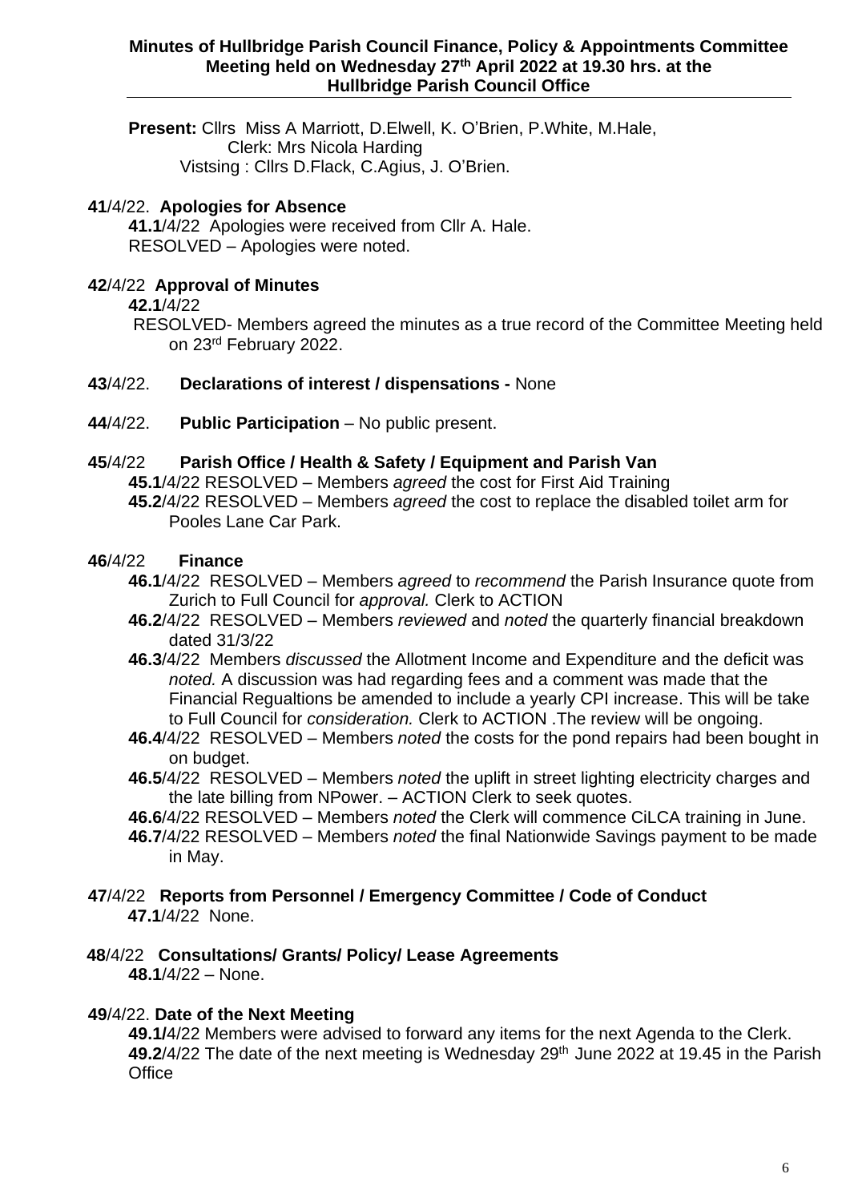**Minutes of Hullbridge Parish Council Finance, Policy & Appointments Committee Meeting held on Wednesday 27th April 2022 at 19.30 hrs. at the Hullbridge Parish Council Office**

---

**Present:** Cllrs Miss A Marriott, D.Elwell, K. O'Brien, P.White, M.Hale,
Clerk: Mrs Nicola Harding
Vistsing : Cllrs D.Flack, C.Agius, J. O'Brien.

**41**/4/22. **Apologies for Absence**

**41.1**/4/22 Apologies were received from Cllr A. Hale.
RESOLVED – Apologies were noted.

**42**/4/22 **Approval of Minutes**

**42.1**/4/22
RESOLVED- Members agreed the minutes as a true record of the Committee Meeting held on 23rd February 2022.

**43**/4/22. **Declarations of interest / dispensations -** None

**44**/4/22. **Public Participation** – No public present.

**45**/4/22 **Parish Office / Health & Safety / Equipment and Parish Van**

**45.1**/4/22 RESOLVED – Members *agreed* the cost for First Aid Training
**45.2**/4/22 RESOLVED – Members *agreed* the cost to replace the disabled toilet arm for Pooles Lane Car Park.

**46**/4/22 **Finance**

**46.1**/4/22 RESOLVED – Members *agreed* to *recommend* the Parish Insurance quote from Zurich to Full Council for *approval.* Clerk to ACTION
**46.2**/4/22 RESOLVED – Members *reviewed* and *noted* the quarterly financial breakdown dated 31/3/22
**46.3**/4/22 Members *discussed* the Allotment Income and Expenditure and the deficit was *noted.* A discussion was had regarding fees and a comment was made that the Financial Regualtions be amended to include a yearly CPI increase. This will be take to Full Council for *consideration.* Clerk to ACTION .The review will be ongoing.
**46.4**/4/22 RESOLVED – Members *noted* the costs for the pond repairs had been bought in on budget.
**46.5**/4/22 RESOLVED – Members *noted* the uplift in street lighting electricity charges and the late billing from NPower. – ACTION Clerk to seek quotes.
**46.6**/4/22 RESOLVED – Members *noted* the Clerk will commence CiLCA training in June.
**46.7**/4/22 RESOLVED – Members *noted* the final Nationwide Savings payment to be made in May.

**47**/4/22 **Reports from Personnel / Emergency Committee / Code of Conduct**

**47.1**/4/22 None.

**48**/4/22 **Consultations/ Grants/ Policy/ Lease Agreements**

**48.1**/4/22 – None.

**49**/4/22. **Date of the Next Meeting**

**49.1/**4/22 Members were advised to forward any items for the next Agenda to the Clerk.
**49.2**/4/22 The date of the next meeting is Wednesday 29th June 2022 at 19.45 in the Parish Office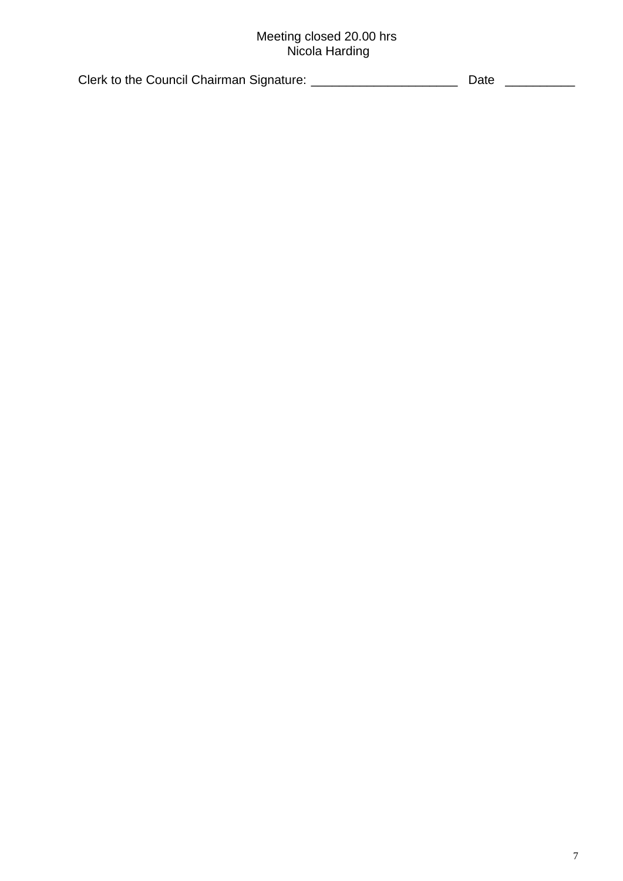Meeting closed 20.00 hrs
Nicola Harding

Clerk to the Council Chairman Signature: _____________________ Date __________